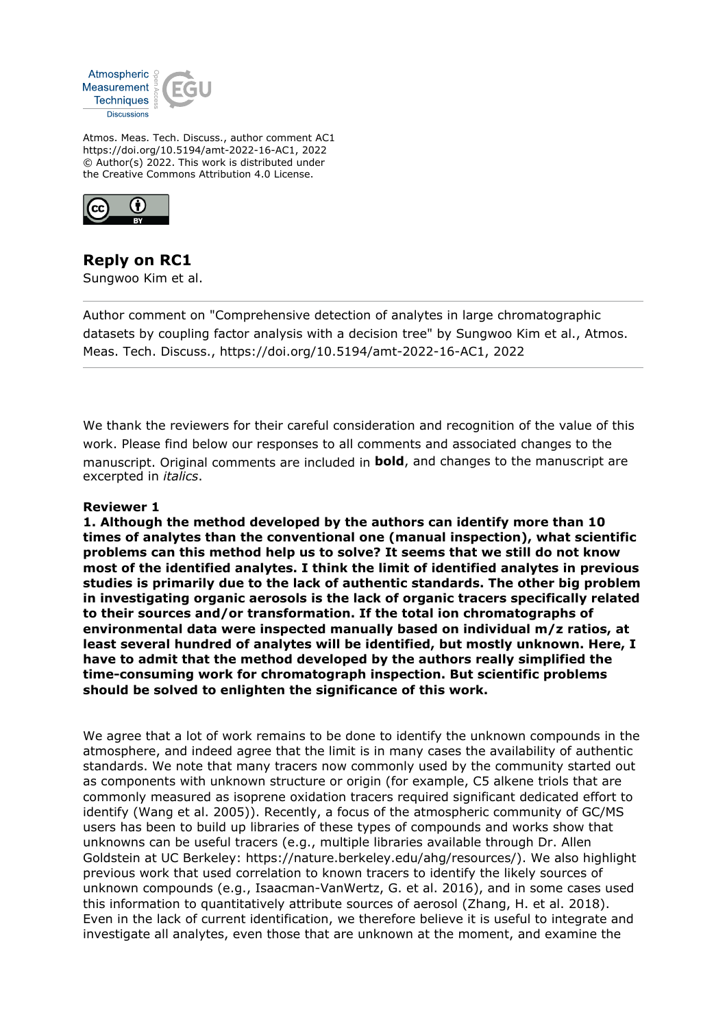Atmos. Meas. Tech. Discuss., author comment AC1
https://doi.org/10.5194/amt-2022-16-AC1, 2022
© Author(s) 2022. This work is distributed under
the Creative Commons Attribution 4.0 License.

# Reply on RC1

Sungwoo Kim et al.

Author comment on "Comprehensive detection of analytes in large chromatographic datasets by coupling factor analysis with a decision tree" by Sungwoo Kim et al., Atmos. Meas. Tech. Discuss., https://doi.org/10.5194/amt-2022-16-AC1, 2022

---

We thank the reviewers for their careful consideration and recognition of the value of this work. Please find below our responses to all comments and associated changes to the manuscript. Original comments are included in **bold**, and changes to the manuscript are excerpted in *italics*.

**Reviewer 1**

**1. Although the method developed by the authors can identify more than 10 times of analytes than the conventional one (manual inspection), what scientific problems can this method help us to solve? It seems that we still do not know most of the identified analytes. I think the limit of identified analytes in previous studies is primarily due to the lack of authentic standards. The other big problem in investigating organic aerosols is the lack of organic tracers specifically related to their sources and/or transformation. If the total ion chromatographs of environmental data were inspected manually based on individual m/z ratios, at least several hundred of analytes will be identified, but mostly unknown. Here, I have to admit that the method developed by the authors really simplified the time-consuming work for chromatograph inspection. But scientific problems should be solved to enlighten the significance of this work.**

We agree that a lot of work remains to be done to identify the unknown compounds in the atmosphere, and indeed agree that the limit is in many cases the availability of authentic standards. We note that many tracers now commonly used by the community started out as components with unknown structure or origin (for example, C5 alkene triols that are commonly measured as isoprene oxidation tracers required significant dedicated effort to identify (Wang et al. 2005)). Recently, a focus of the atmospheric community of GC/MS users has been to build up libraries of these types of compounds and works show that unknowns can be useful tracers (e.g., multiple libraries available through Dr. Allen Goldstein at UC Berkeley: https://nature.berkeley.edu/ahg/resources/). We also highlight previous work that used correlation to known tracers to identify the likely sources of unknown compounds (e.g., Isaacman-VanWertz, G. et al. 2016), and in some cases used this information to quantitatively attribute sources of aerosol (Zhang, H. et al. 2018). Even in the lack of current identification, we therefore believe it is useful to integrate and investigate all analytes, even those that are unknown at the moment, and examine the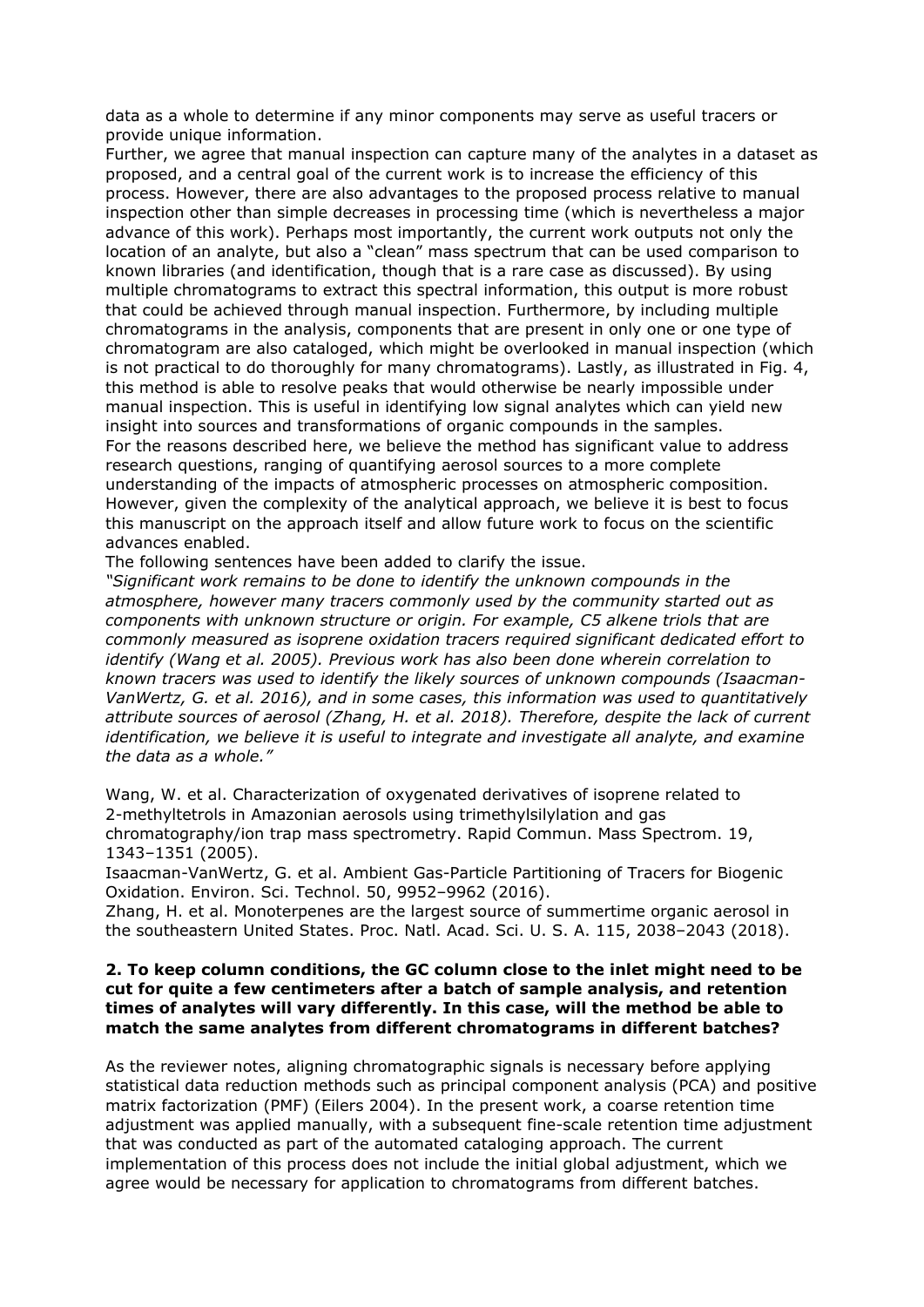data as a whole to determine if any minor components may serve as useful tracers or provide unique information.

Further, we agree that manual inspection can capture many of the analytes in a dataset as proposed, and a central goal of the current work is to increase the efficiency of this process. However, there are also advantages to the proposed process relative to manual inspection other than simple decreases in processing time (which is nevertheless a major advance of this work). Perhaps most importantly, the current work outputs not only the location of an analyte, but also a "clean" mass spectrum that can be used comparison to known libraries (and identification, though that is a rare case as discussed). By using multiple chromatograms to extract this spectral information, this output is more robust that could be achieved through manual inspection. Furthermore, by including multiple chromatograms in the analysis, components that are present in only one or one type of chromatogram are also cataloged, which might be overlooked in manual inspection (which is not practical to do thoroughly for many chromatograms). Lastly, as illustrated in Fig. 4, this method is able to resolve peaks that would otherwise be nearly impossible under manual inspection. This is useful in identifying low signal analytes which can yield new insight into sources and transformations of organic compounds in the samples.

For the reasons described here, we believe the method has significant value to address research questions, ranging of quantifying aerosol sources to a more complete understanding of the impacts of atmospheric processes on atmospheric composition. However, given the complexity of the analytical approach, we believe it is best to focus this manuscript on the approach itself and allow future work to focus on the scientific advances enabled.

The following sentences have been added to clarify the issue.

*"Significant work remains to be done to identify the unknown compounds in the atmosphere, however many tracers commonly used by the community started out as components with unknown structure or origin. For example, C5 alkene triols that are commonly measured as isoprene oxidation tracers required significant dedicated effort to identify (Wang et al. 2005). Previous work has also been done wherein correlation to known tracers was used to identify the likely sources of unknown compounds (Isaacman-VanWertz, G. et al. 2016), and in some cases, this information was used to quantitatively attribute sources of aerosol (Zhang, H. et al. 2018). Therefore, despite the lack of current identification, we believe it is useful to integrate and investigate all analyte, and examine the data as a whole."*

Wang, W. et al. Characterization of oxygenated derivatives of isoprene related to 2-methyltetrols in Amazonian aerosols using trimethylsilylation and gas chromatography/ion trap mass spectrometry. Rapid Commun. Mass Spectrom. 19, 1343–1351 (2005).

Isaacman-VanWertz, G. et al. Ambient Gas-Particle Partitioning of Tracers for Biogenic Oxidation. Environ. Sci. Technol. 50, 9952–9962 (2016).

Zhang, H. et al. Monoterpenes are the largest source of summertime organic aerosol in the southeastern United States. Proc. Natl. Acad. Sci. U. S. A. 115, 2038–2043 (2018).

**2. To keep column conditions, the GC column close to the inlet might need to be cut for quite a few centimeters after a batch of sample analysis, and retention times of analytes will vary differently. In this case, will the method be able to match the same analytes from different chromatograms in different batches?**

As the reviewer notes, aligning chromatographic signals is necessary before applying statistical data reduction methods such as principal component analysis (PCA) and positive matrix factorization (PMF) (Eilers 2004). In the present work, a coarse retention time adjustment was applied manually, with a subsequent fine-scale retention time adjustment that was conducted as part of the automated cataloging approach. The current implementation of this process does not include the initial global adjustment, which we agree would be necessary for application to chromatograms from different batches.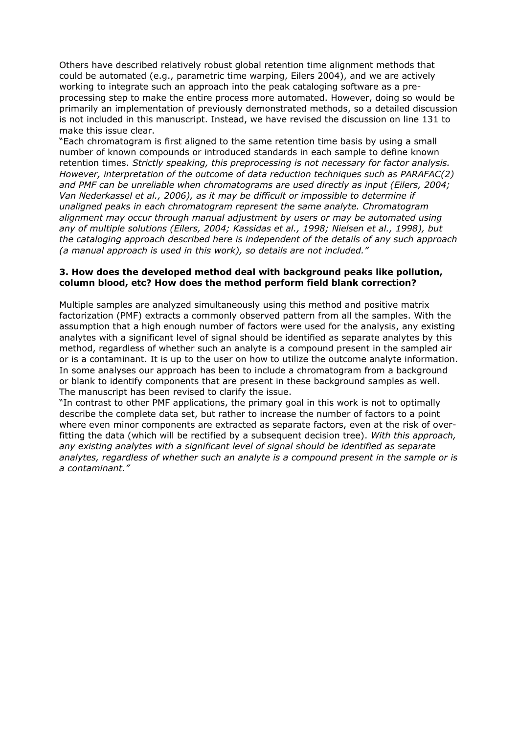Others have described relatively robust global retention time alignment methods that could be automated (e.g., parametric time warping, Eilers 2004), and we are actively working to integrate such an approach into the peak cataloging software as a pre-processing step to make the entire process more automated. However, doing so would be primarily an implementation of previously demonstrated methods, so a detailed discussion is not included in this manuscript. Instead, we have revised the discussion on line 131 to make this issue clear.

"Each chromatogram is first aligned to the same retention time basis by using a small number of known compounds or introduced standards in each sample to define known retention times. *Strictly speaking, this preprocessing is not necessary for factor analysis. However, interpretation of the outcome of data reduction techniques such as PARAFAC(2) and PMF can be unreliable when chromatograms are used directly as input (Eilers, 2004; Van Nederkassel et al., 2006), as it may be difficult or impossible to determine if unaligned peaks in each chromatogram represent the same analyte. Chromatogram alignment may occur through manual adjustment by users or may be automated using any of multiple solutions (Eilers, 2004; Kassidas et al., 1998; Nielsen et al., 1998), but the cataloging approach described here is independent of the details of any such approach (a manual approach is used in this work), so details are not included."*

**3. How does the developed method deal with background peaks like pollution, column blood, etc? How does the method perform field blank correction?**

Multiple samples are analyzed simultaneously using this method and positive matrix factorization (PMF) extracts a commonly observed pattern from all the samples. With the assumption that a high enough number of factors were used for the analysis, any existing analytes with a significant level of signal should be identified as separate analytes by this method, regardless of whether such an analyte is a compound present in the sampled air or is a contaminant. It is up to the user on how to utilize the outcome analyte information. In some analyses our approach has been to include a chromatogram from a background or blank to identify components that are present in these background samples as well. The manuscript has been revised to clarify the issue.

"In contrast to other PMF applications, the primary goal in this work is not to optimally describe the complete data set, but rather to increase the number of factors to a point where even minor components are extracted as separate factors, even at the risk of over-fitting the data (which will be rectified by a subsequent decision tree). *With this approach, any existing analytes with a significant level of signal should be identified as separate analytes, regardless of whether such an analyte is a compound present in the sample or is a contaminant."*